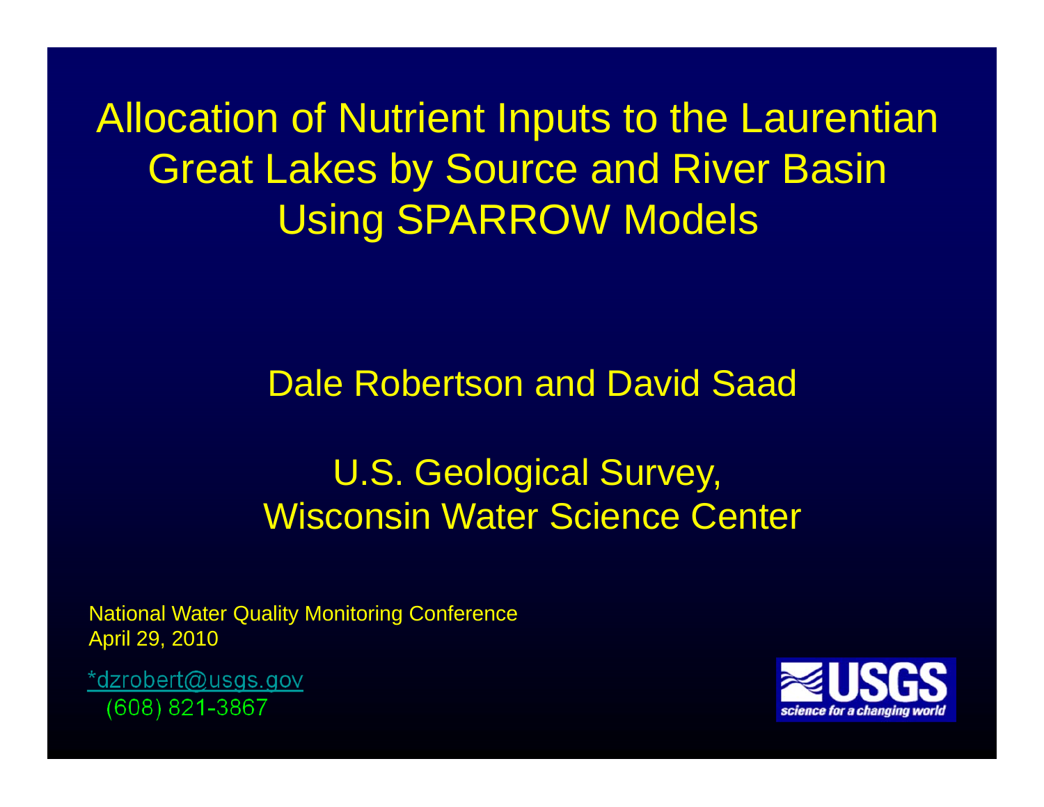# Allocation of Nutrient Inputs to the Laurentian Great Lakes by Source and River Basin Using SPARROW Models

Dale Robertson and David Saad

U.S. Geological Survey,
Wisconsin Water Science Center

National Water Quality Monitoring Conference
April 29, 2010

*dzrobert@usgs.gov
(608) 821-3867

USGS
science for a changing world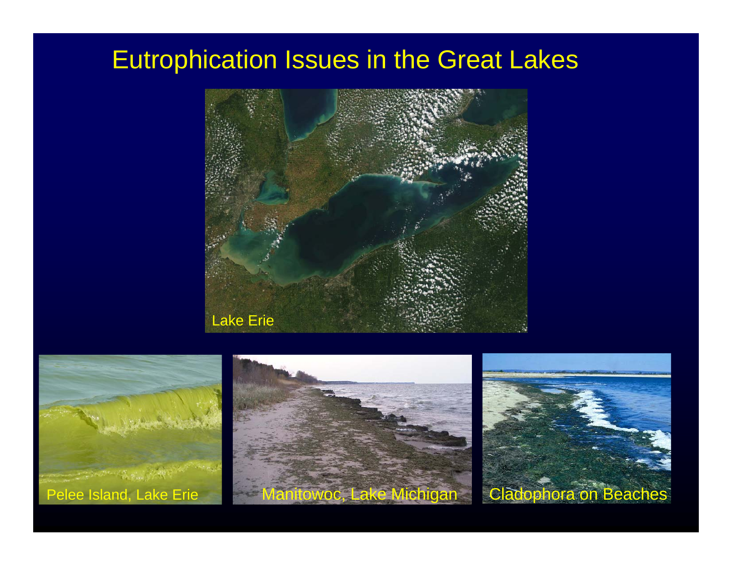# Eutrophication Issues in the Great Lakes

Lake Erie

Pelee Island, Lake Erie

Manitowoc, Lake Michigan

Cladophora on Beaches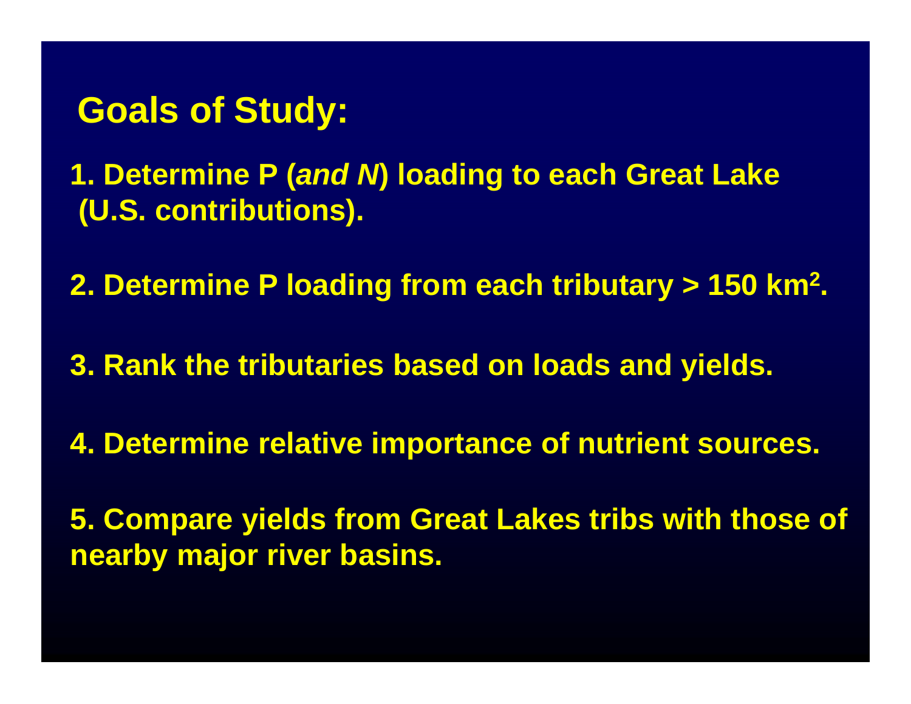## Goals of Study:

1. Determine P (*and N*) loading to each Great Lake (U.S. contributions).

2. Determine P loading from each tributary > 150 $km^2$.

3. Rank the tributaries based on loads and yields.

4. Determine relative importance of nutrient sources.

5. Compare yields from Great Lakes tribs with those of nearby major river basins.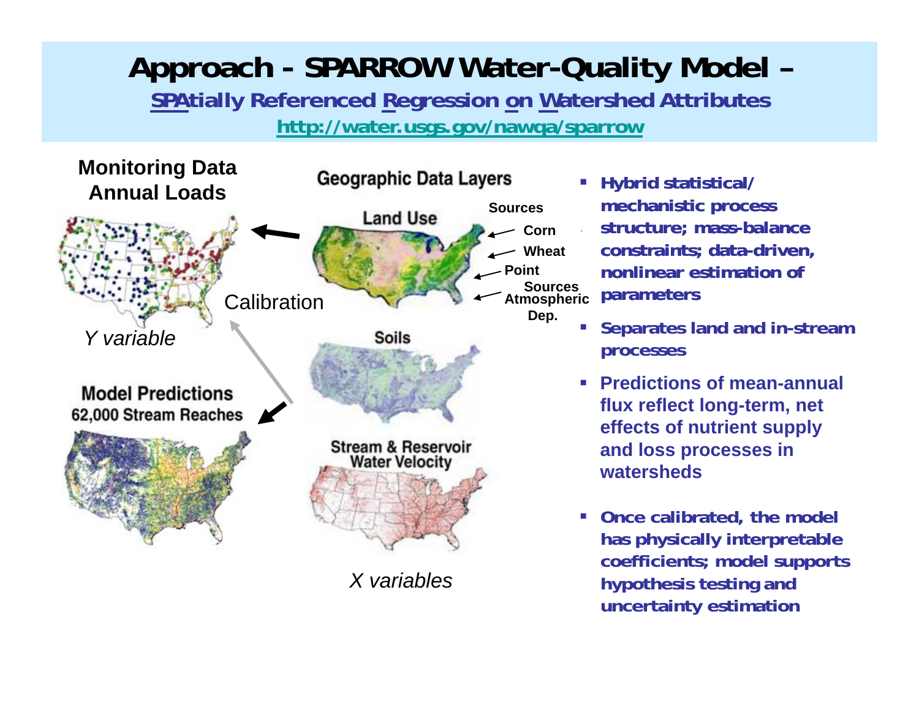# Approach - SPARROW Water-Quality Model –

## SPAtially Referenced Regression on Watershed Attributes

http://water.usgs.gov/nawqa/sparrow

**Monitoring Data Annual Loads**

*Y variable*

Calibration

**Model Predictions 62,000 Stream Reaches**

**Geographic Data Layers**

**Land Use**

**Sources**

- Corn
- Wheat
- Point Sources
- Atmospheric Dep.

**Soils**

**Stream & Reservoir Water Velocity**

*X variables*

- **Hybrid statistical/ mechanistic process structure; mass-balance constraints; data-driven, nonlinear estimation of parameters**
- **Separates land and in-stream processes**
- **Predictions of mean-annual flux reflect long-term, net effects of nutrient supply and loss processes in watersheds**
- **Once calibrated, the model has physically interpretable coefficients; model supports hypothesis testing and uncertainty estimation**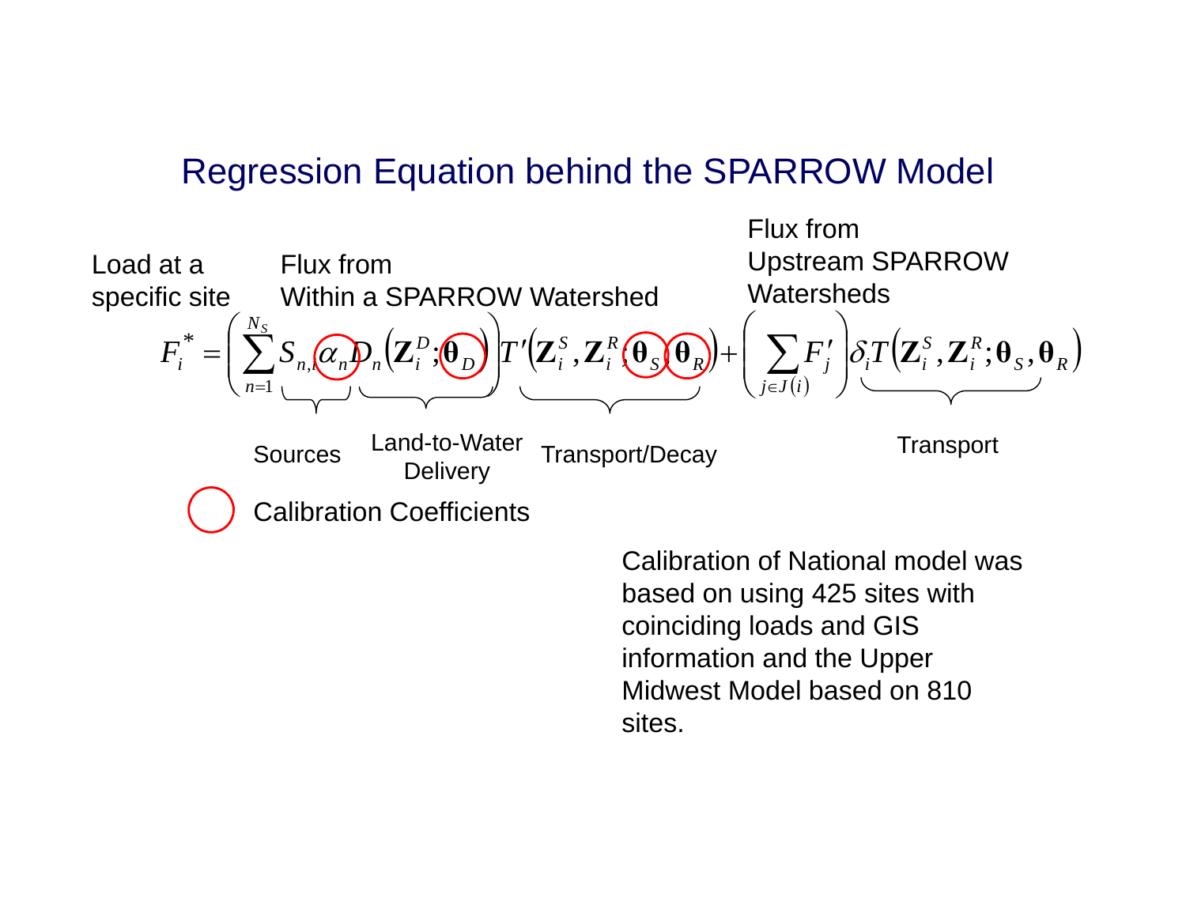# Regression Equation behind the SPARROW Model

Load at a specific site — Flux from Within a SPARROW Watershed — Flux from Upstream SPARROW Watersheds

$$F_i^* = \left( \sum_{n=1}^{N_S} S_{n,i} \alpha_n D_n \left( \mathbf{Z}_i^D ; \boldsymbol{\theta}_D \right) \right) T' \left( \mathbf{Z}_i^S , \mathbf{Z}_i^R ; \boldsymbol{\theta}_S , \boldsymbol{\theta}_R \right) + \left( \sum_{j \in J(i)} F_j' \right) \delta_i T \left( \mathbf{Z}_i^S , \mathbf{Z}_i^R ; \boldsymbol{\theta}_S , \boldsymbol{\theta}_R \right)$$

- Sources: $S_{n,i}$
- Land-to-Water Delivery: $D_n \left( \mathbf{Z}_i^D ; \boldsymbol{\theta}_D \right)$
- Transport/Decay: $T' \left( \mathbf{Z}_i^S , \mathbf{Z}_i^R ; \boldsymbol{\theta}_S , \boldsymbol{\theta}_R \right)$
- Transport: $T \left( \mathbf{Z}_i^S , \mathbf{Z}_i^R ; \boldsymbol{\theta}_S , \boldsymbol{\theta}_R \right)$

Calibration Coefficients (circled): $\alpha_n$, $\boldsymbol{\theta}_D$, $\boldsymbol{\theta}_S$, $\boldsymbol{\theta}_R$

Calibration of National model was based on using 425 sites with coinciding loads and GIS information and the Upper Midwest Model based on 810 sites.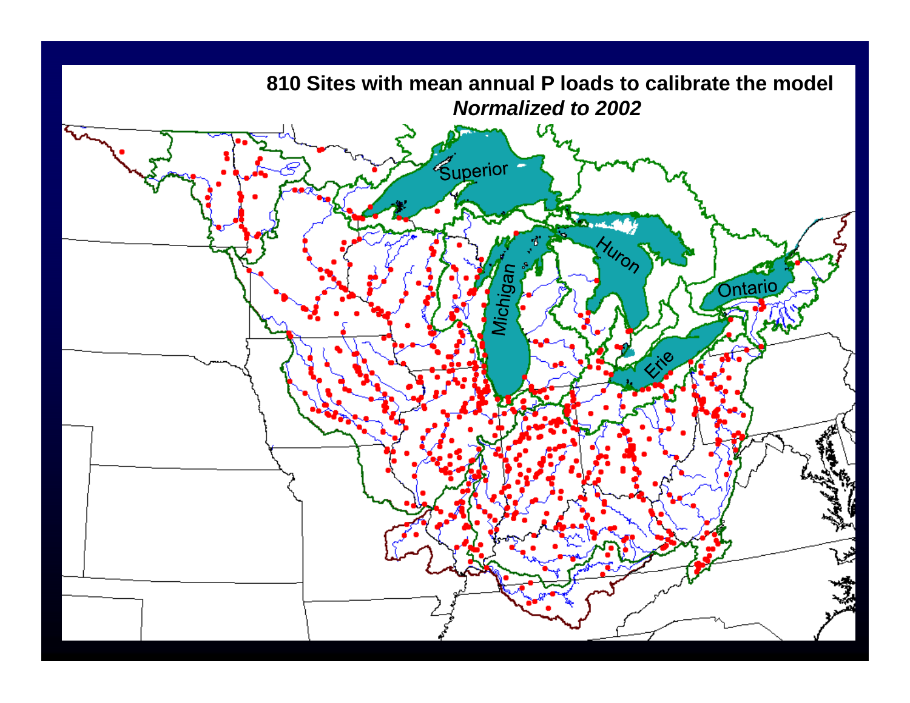# 810 Sites with mean annual P loads to calibrate the model

***Normalized to 2002***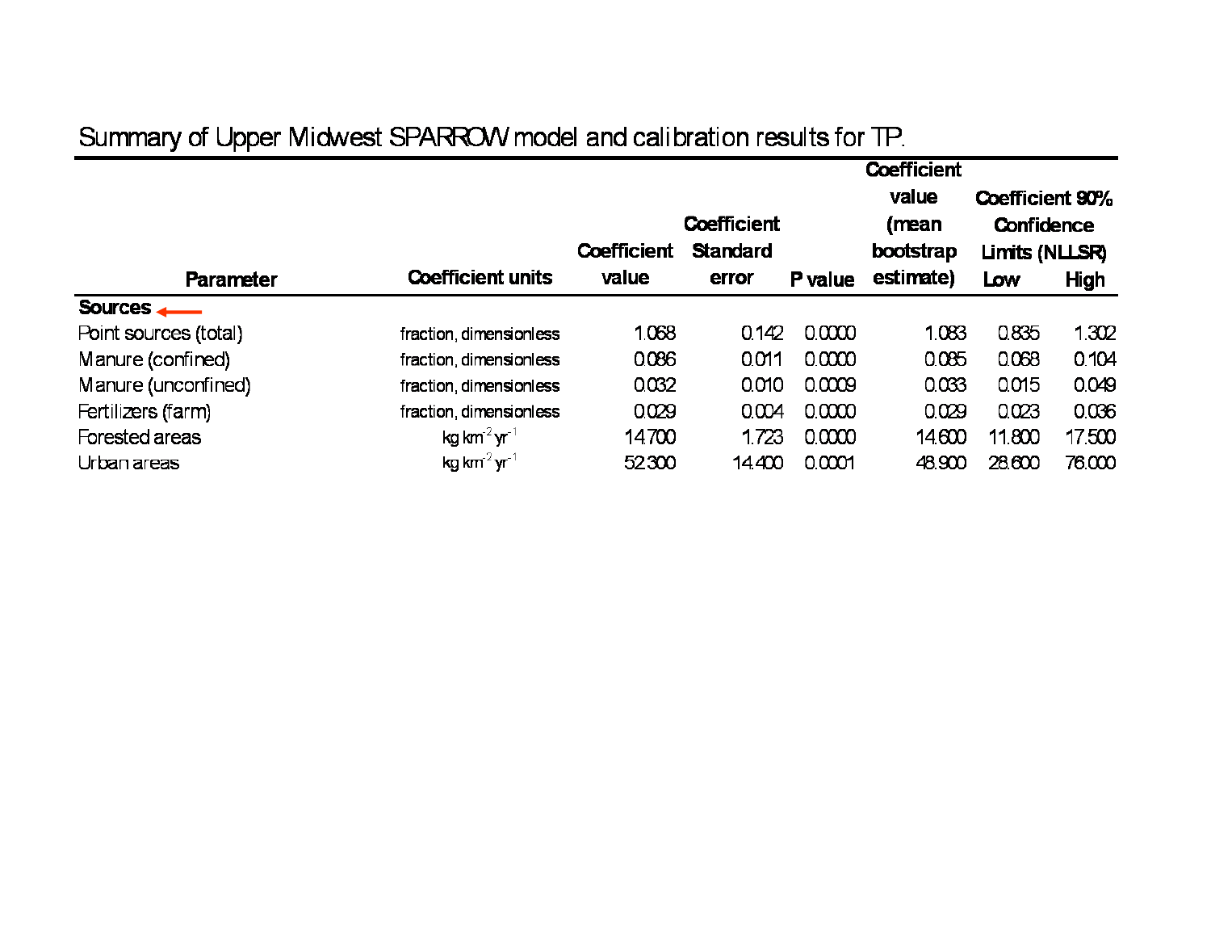Summary of Upper Midwest SPARROW model and calibration results for TP.

| Parameter | Coefficient units | Coefficient value | Coefficient Standard error | P value | Coefficient value (mean bootstrap estimate) | Coefficient 90% Confidence Limits (NLLSR) Low | High |
|---|---|---|---|---|---|---|---|
| **Sources** | | | | | | | |
| Point sources (total) | fraction, dimensionless | 1.068 | 0.142 | 0.0000 | 1.083 | 0.835 | 1.302 |
| Manure (confined) | fraction, dimensionless | 0.086 | 0.011 | 0.0000 | 0.085 | 0.068 | 0.104 |
| Manure (unconfined) | fraction, dimensionless | 0.032 | 0.010 | 0.0009 | 0.033 | 0.015 | 0.049 |
| Fertilizers (farm) | fraction, dimensionless | 0.029 | 0.004 | 0.0000 | 0.029 | 0.023 | 0.036 |
| Forested areas | kg $km^{-2}$ $yr^{-1}$ | 14.700 | 1.723 | 0.0000 | 14.600 | 11.800 | 17.500 |
| Urban areas | kg $km^{-2}$ $yr^{-1}$ | 52.300 | 14.400 | 0.0001 | 48.900 | 28.600 | 76.000 |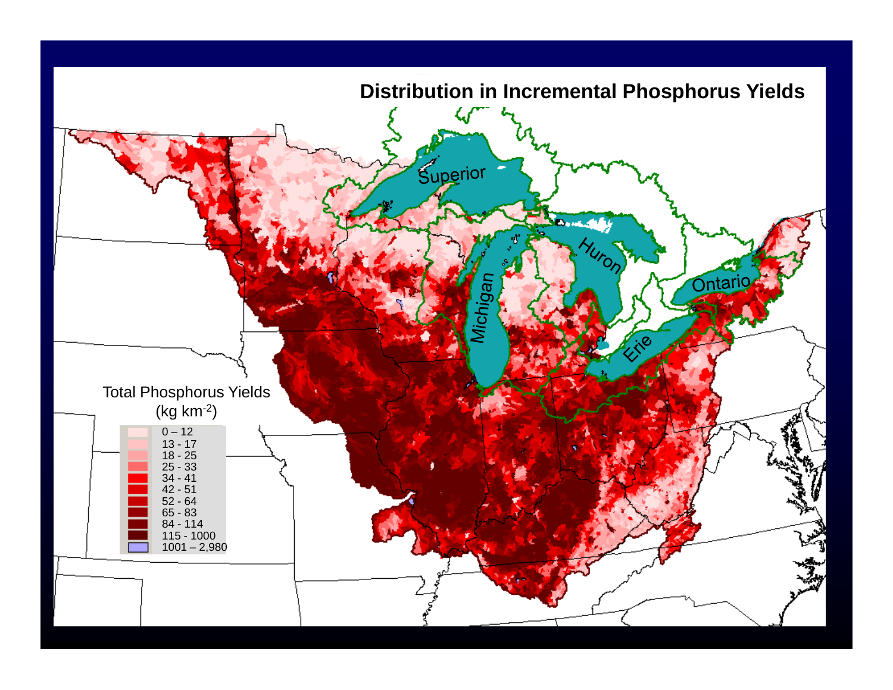# Distribution in Incremental Phosphorus Yields

Superior

Michigan

Huron

Ontario

Erie

Total Phosphorus Yields ($kg\ km^{-2}$)

- 0 – 12
- 13 - 17
- 18 - 25
- 25 - 33
- 34 - 41
- 42 - 51
- 52 - 64
- 65 - 83
- 84 - 114
- 115 - 1000
- 1001 – 2,980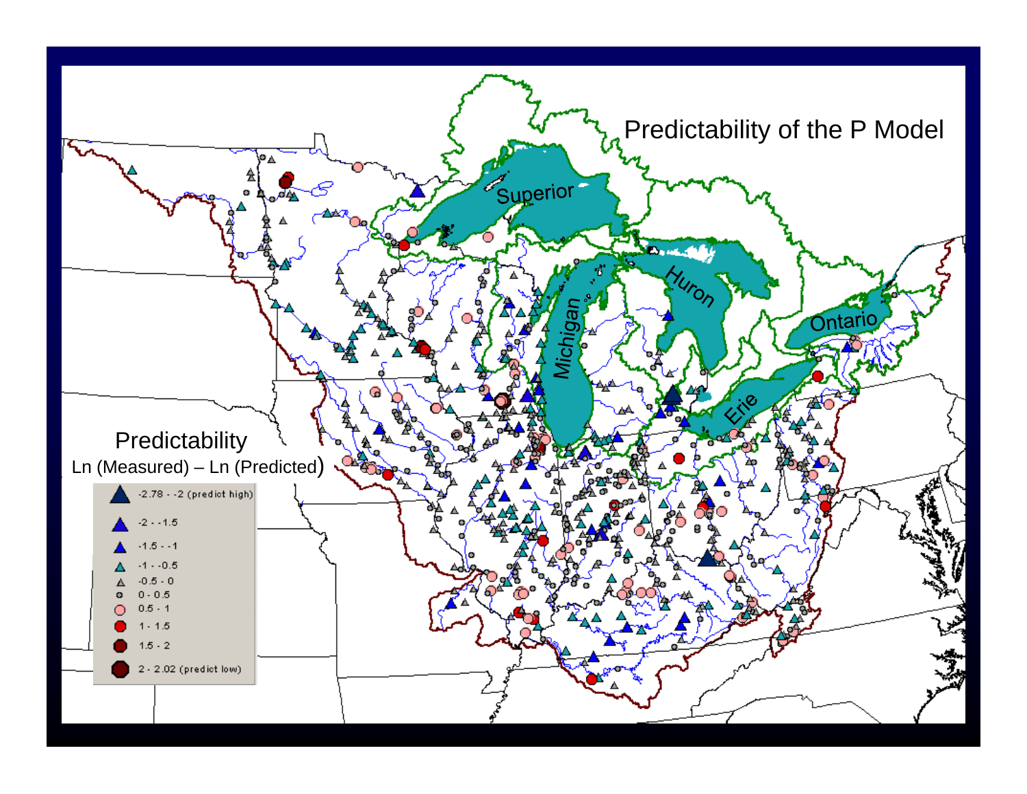# Predictability of the P Model

Superior

Michigan

Huron

Ontario

Erie

**Predictability**

Ln (Measured) – Ln (Predicted)

| Symbol | Range |
|---|---|
| ▲ (large dark blue) | -2.78 - -2 (predict high) |
| ▲ (blue) | -2 - -1.5 |
| ▲ (small blue) | -1.5 - -1 |
| ▲ (teal) | -1 - -0.5 |
| △ (gray) | -0.5 - 0 |
| ○ (small gray) | 0 - 0.5 |
| ● (pink) | 0.5 - 1 |
| ● (red) | 1 - 1.5 |
| ● (dark red) | 1.5 - 2 |
| ● (large dark red) | 2 - 2.02 (predict low) |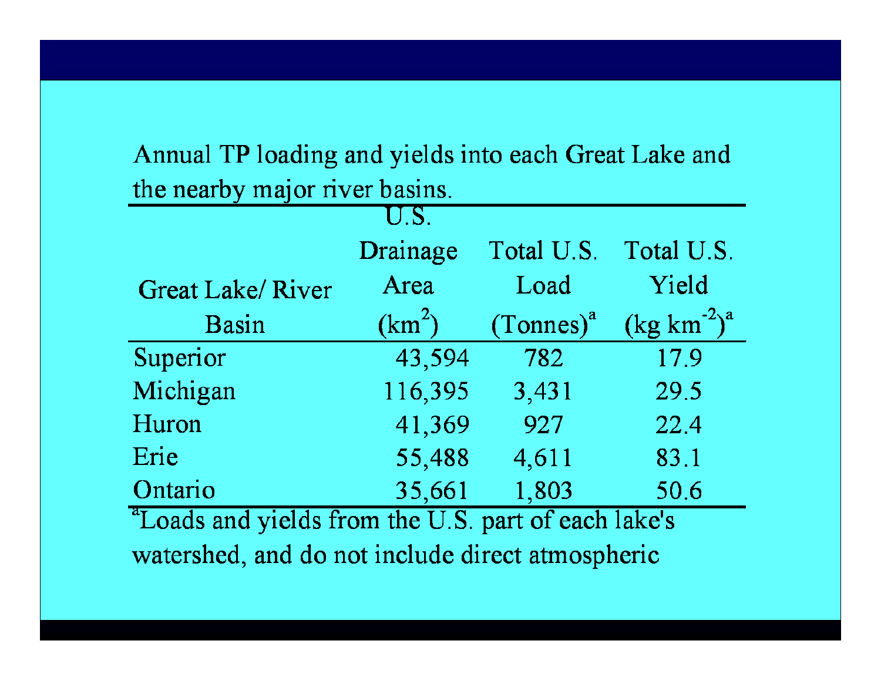Annual TP loading and yields into each Great Lake and the nearby major river basins.

| Great Lake/ River Basin | U.S. Drainage Area ($km^2$) | Total U.S. Load (Tonnes)[a] | Total U.S. Yield ($kg\ km^{-2}$)[a] |
|---|---|---|---|
| Superior | 43,594 | 782 | 17.9 |
| Michigan | 116,395 | 3,431 | 29.5 |
| Huron | 41,369 | 927 | 22.4 |
| Erie | 55,488 | 4,611 | 83.1 |
| Ontario | 35,661 | 1,803 | 50.6 |

[a]Loads and yields from the U.S. part of each lake's watershed, and do not include direct atmospheric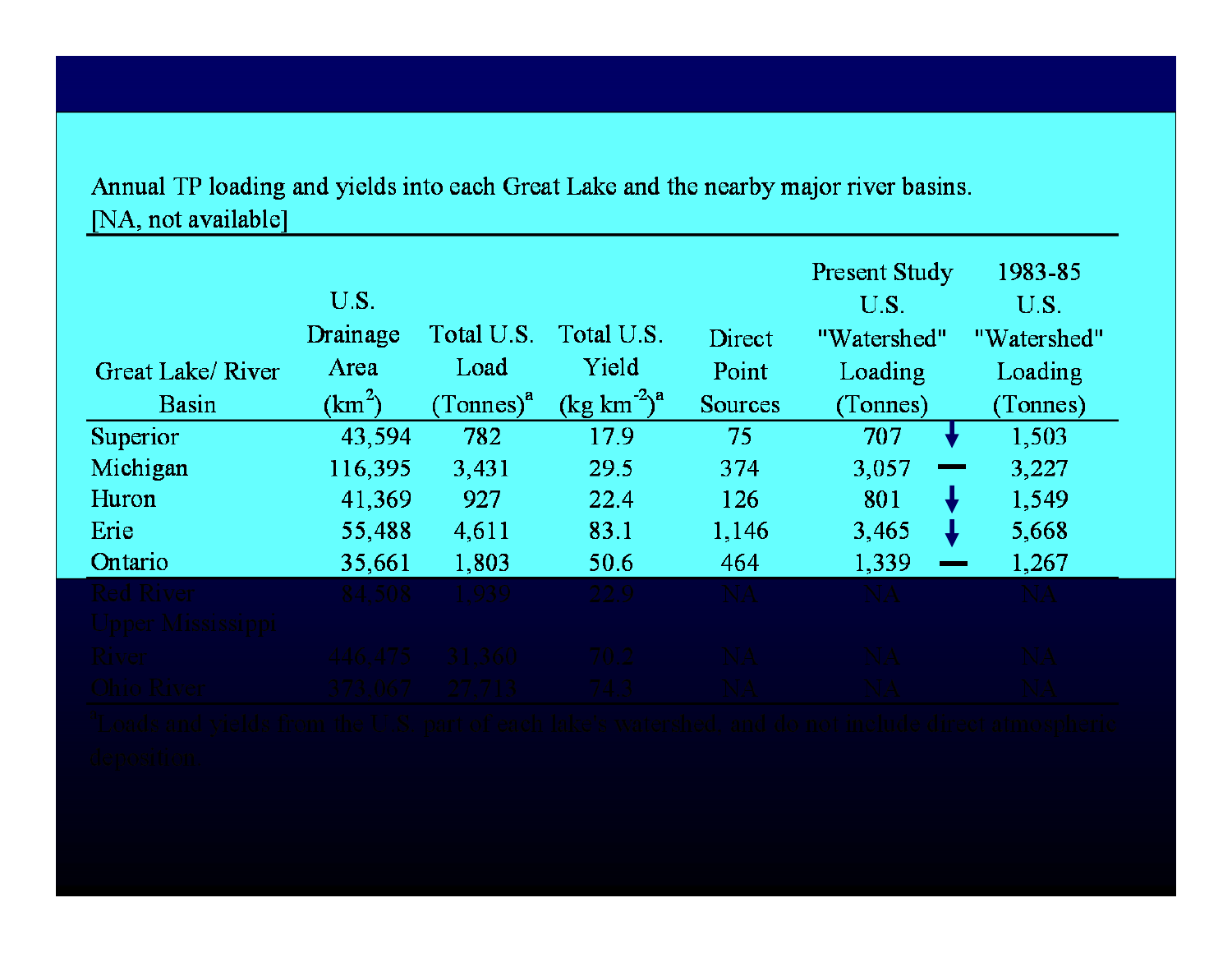Annual TP loading and yields into each Great Lake and the nearby major river basins.
[NA, not available]

| Great Lake/ River Basin | U.S. Drainage Area ($km^2$) | Total U.S. Load (Tonnes)[a] | Total U.S. Yield ($kg\ km^{-2}$)[a] | Direct Point Sources | Present Study U.S. "Watershed" Loading (Tonnes) | | 1983-85 U.S. "Watershed" Loading (Tonnes) |
|---|---|---|---|---|---|---|---|
| Superior | 43,594 | 782 | 17.9 | 75 | 707 | ↓ | 1,503 |
| Michigan | 116,395 | 3,431 | 29.5 | 374 | 3,057 | — | 3,227 |
| Huron | 41,369 | 927 | 22.4 | 126 | 801 | ↓ | 1,549 |
| Erie | 55,488 | 4,611 | 83.1 | 1,146 | 3,465 | ↓ | 5,668 |
| Ontario | 35,661 | 1,803 | 50.6 | 464 | 1,339 | — | 1,267 |
| Red River | 84,508 | 1,939 | 22.9 | NA | NA | | NA |
| Upper Mississippi River | 446,475 | 31,360 | 70.2 | NA | NA | | NA |
| Ohio River | 373,067 | 27,713 | 74.3 | NA | NA | | NA |

[a]Loads and yields from the U.S. part of each lake's watershed, and do not include direct atmospheric deposition.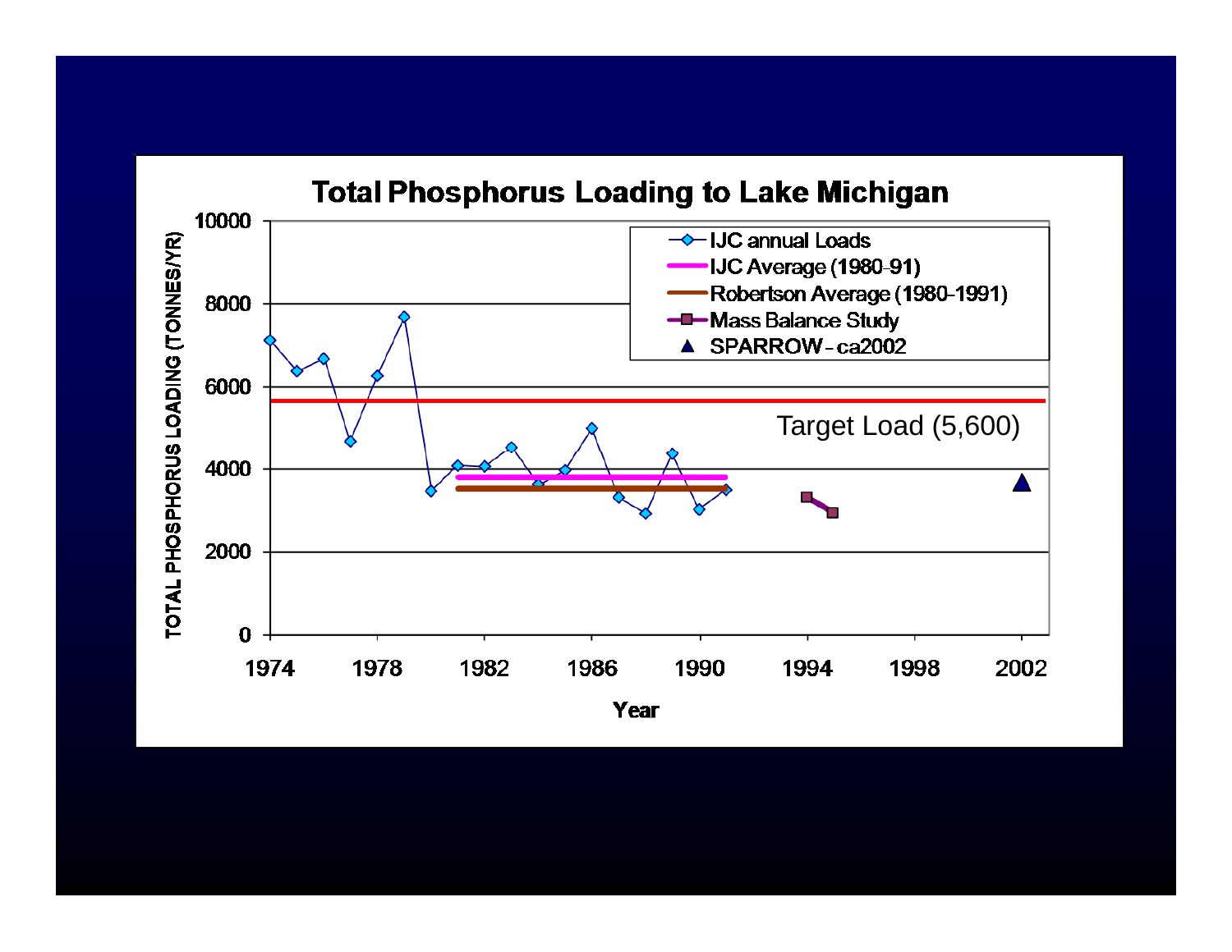## Total Phosphorus Loading to Lake Michigan

TOTAL PHOSPHORUS LOADING (TONNES/YR)

Year

- IJC annual Loads
- IJC Average (1980-91)
- Robertson Average (1980-1991)
- Mass Balance Study
- SPARROW - ca2002

Target Load (5,600)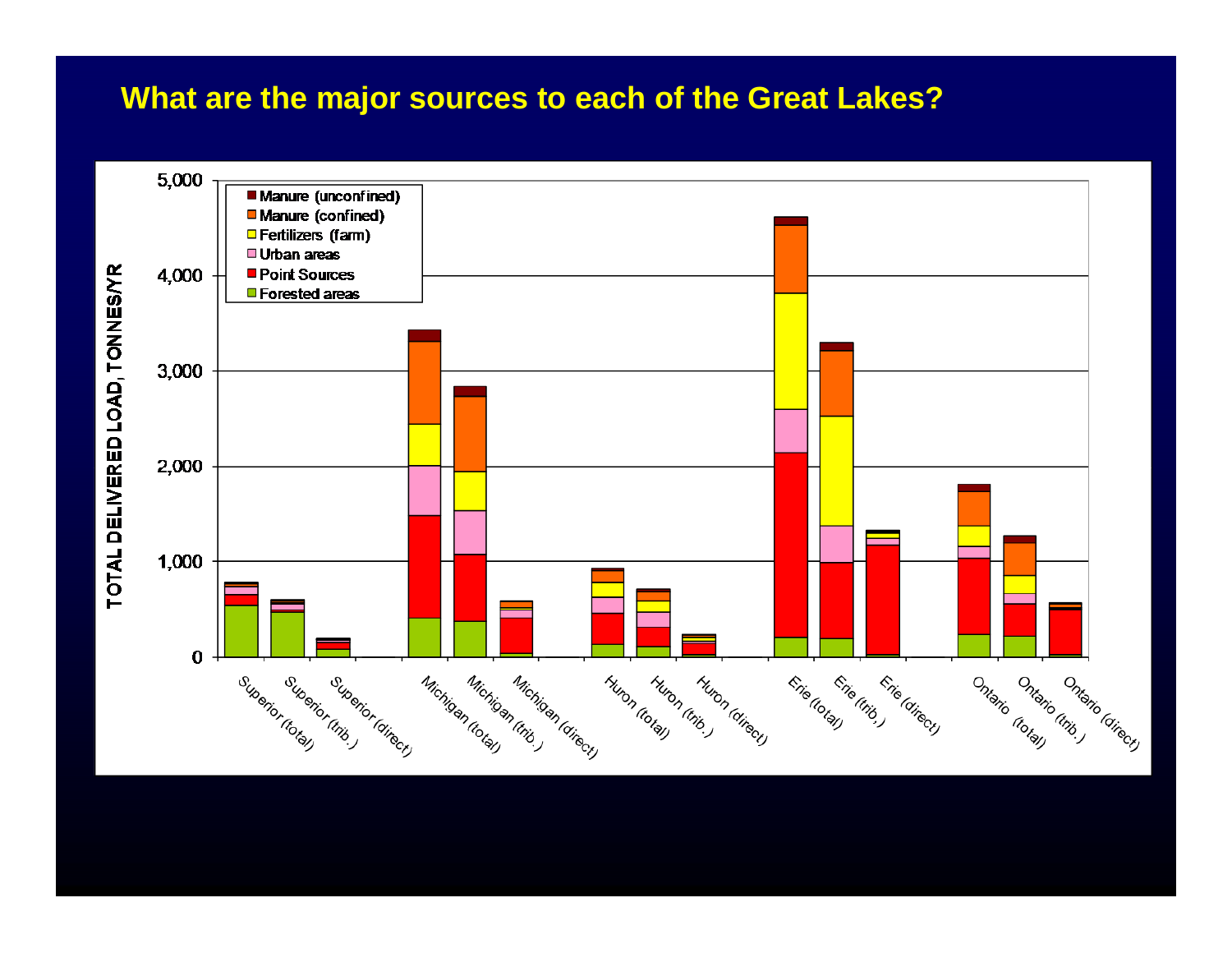# What are the major sources to each of the Great Lakes?

TOTAL DELIVERED LOAD, TONNES/YR

0, 1,000, 2,000, 3,000, 4,000, 5,000

- Manure (unconfined)
- Manure (confined)
- Fertilizers (farm)
- Urban areas
- Point Sources
- Forested areas

Superior (total), Superior (trib.), Superior (direct), Michigan (total), Michigan (trib.), Michigan (direct), Huron (total), Huron (trib.), Huron (direct), Erie (total), Erie (trib.), Erie (direct), Ontario (total), Ontario (trib.), Ontario (direct)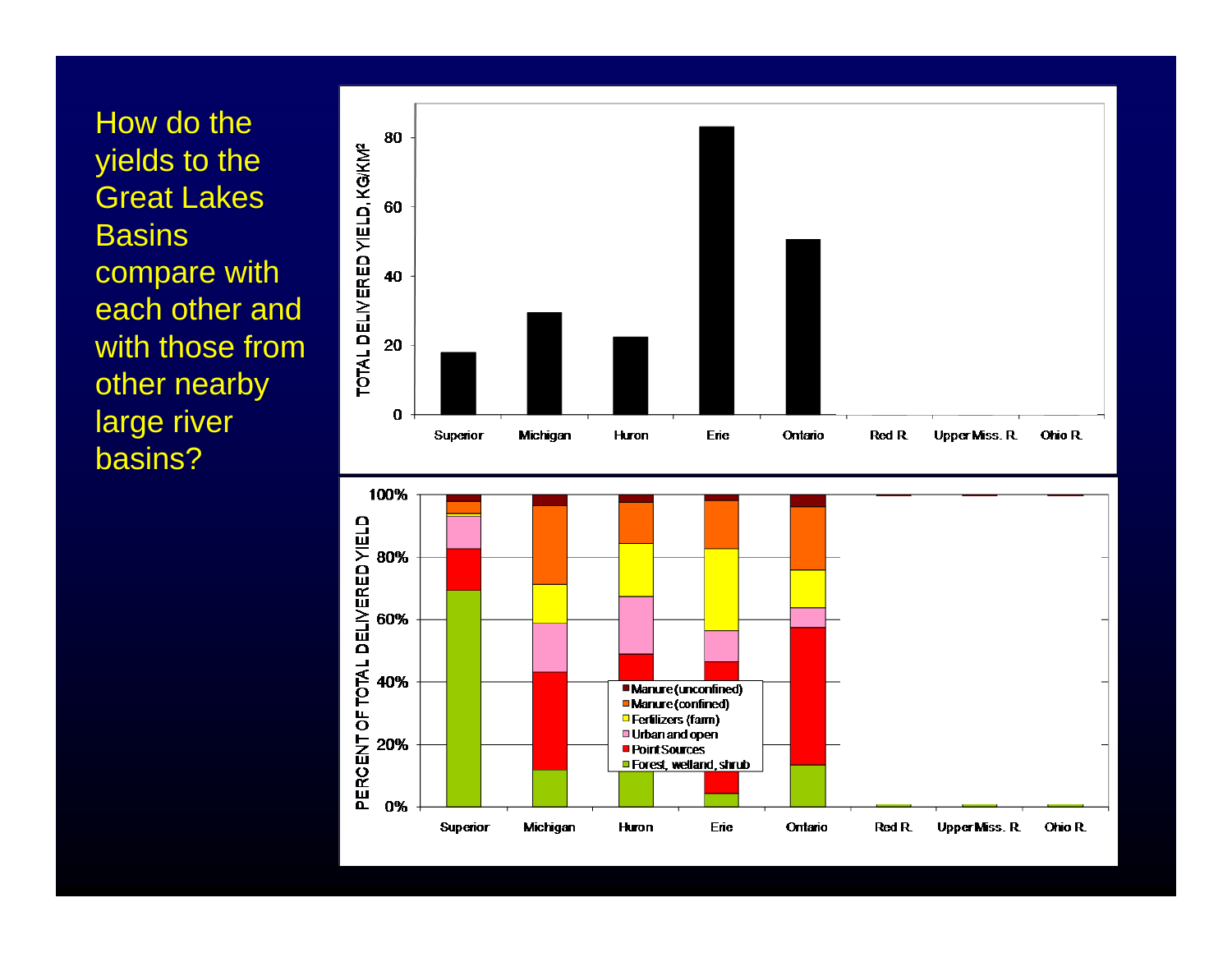How do the yields to the Great Lakes Basins compare with each other and with those from other nearby large river basins?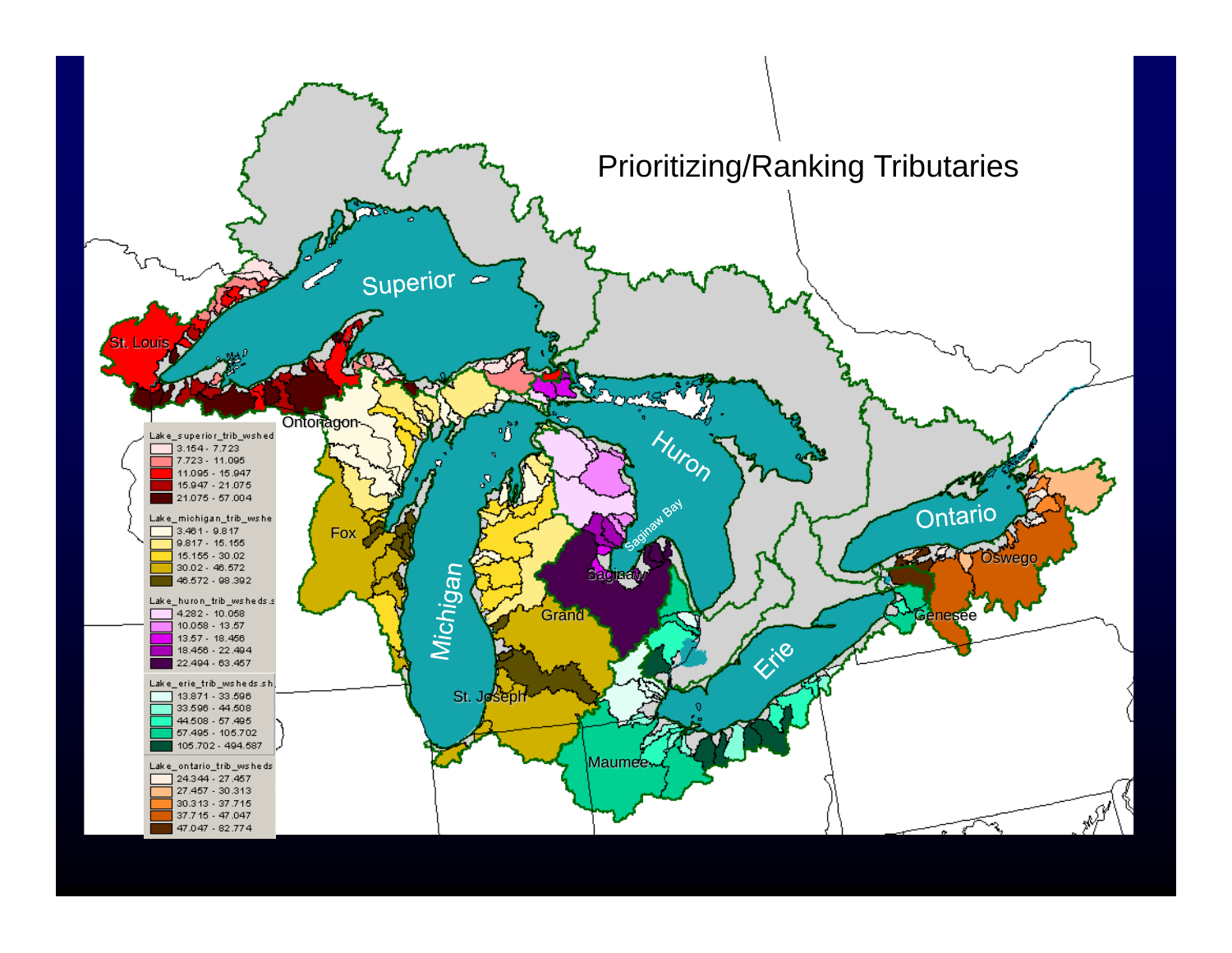# Prioritizing/Ranking Tributaries

| Lake_superior_trib_wshed |
|---|
| 3.154 - 7.723 |
| 7.723 - 11.095 |
| 11.095 - 15.947 |
| 15.947 - 21.075 |
| 21.075 - 57.004 |

| Lake_michigan_trib_wshe |
|---|
| 3.461 - 9.817 |
| 9.817 - 15.155 |
| 15.155 - 30.02 |
| 30.02 - 46.572 |
| 46.572 - 98.392 |

| Lake_huron_trib_wsheds.s |
|---|
| 4.282 - 10.058 |
| 10.058 - 13.57 |
| 13.57 - 18.456 |
| 18.456 - 22.494 |
| 22.494 - 63.457 |

| Lake_erie_trib_wsheds.sh |
|---|
| 13.871 - 33.596 |
| 33.596 - 44.508 |
| 44.508 - 57.495 |
| 57.495 - 105.702 |
| 105.702 - 494.587 |

| Lake_ontario_trib_wsheds |
|---|
| 24.344 - 27.457 |
| 27.457 - 30.313 |
| 30.313 - 37.715 |
| 37.715 - 47.047 |
| 47.047 - 82.774 |

Superior, Michigan, Huron, Erie, Ontario, Saginaw Bay, St. Louis, Ontonagon, Fox, Grand, St. Joseph, Saginaw, Maumee, Genesee, Oswego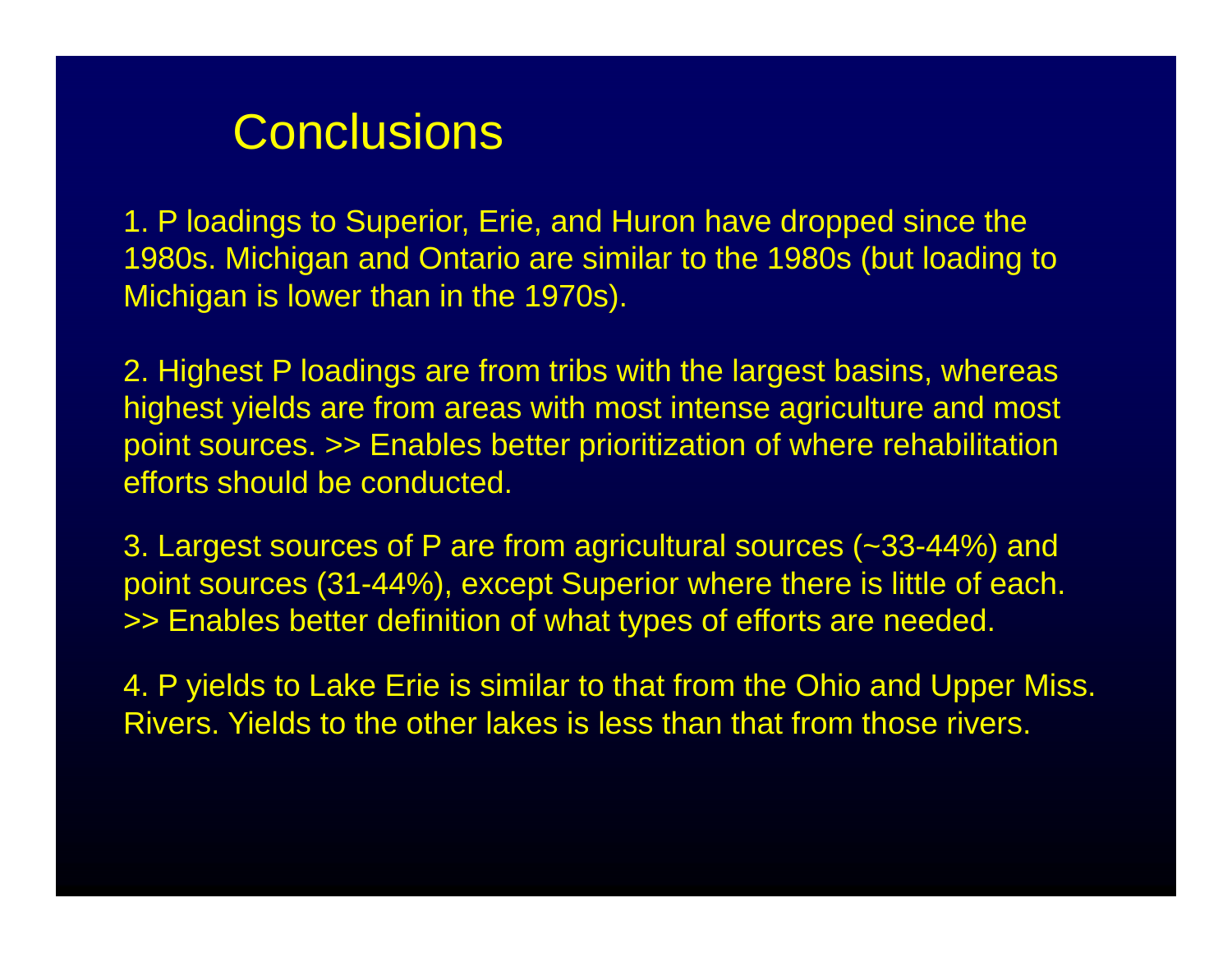# Conclusions

1. P loadings to Superior, Erie, and Huron have dropped since the 1980s. Michigan and Ontario are similar to the 1980s (but loading to Michigan is lower than in the 1970s).

2. Highest P loadings are from tribs with the largest basins, whereas highest yields are from areas with most intense agriculture and most point sources. >> Enables better prioritization of where rehabilitation efforts should be conducted.

3. Largest sources of P are from agricultural sources (~33-44%) and point sources (31-44%), except Superior where there is little of each. >> Enables better definition of what types of efforts are needed.

4. P yields to Lake Erie is similar to that from the Ohio and Upper Miss. Rivers. Yields to the other lakes is less than that from those rivers.